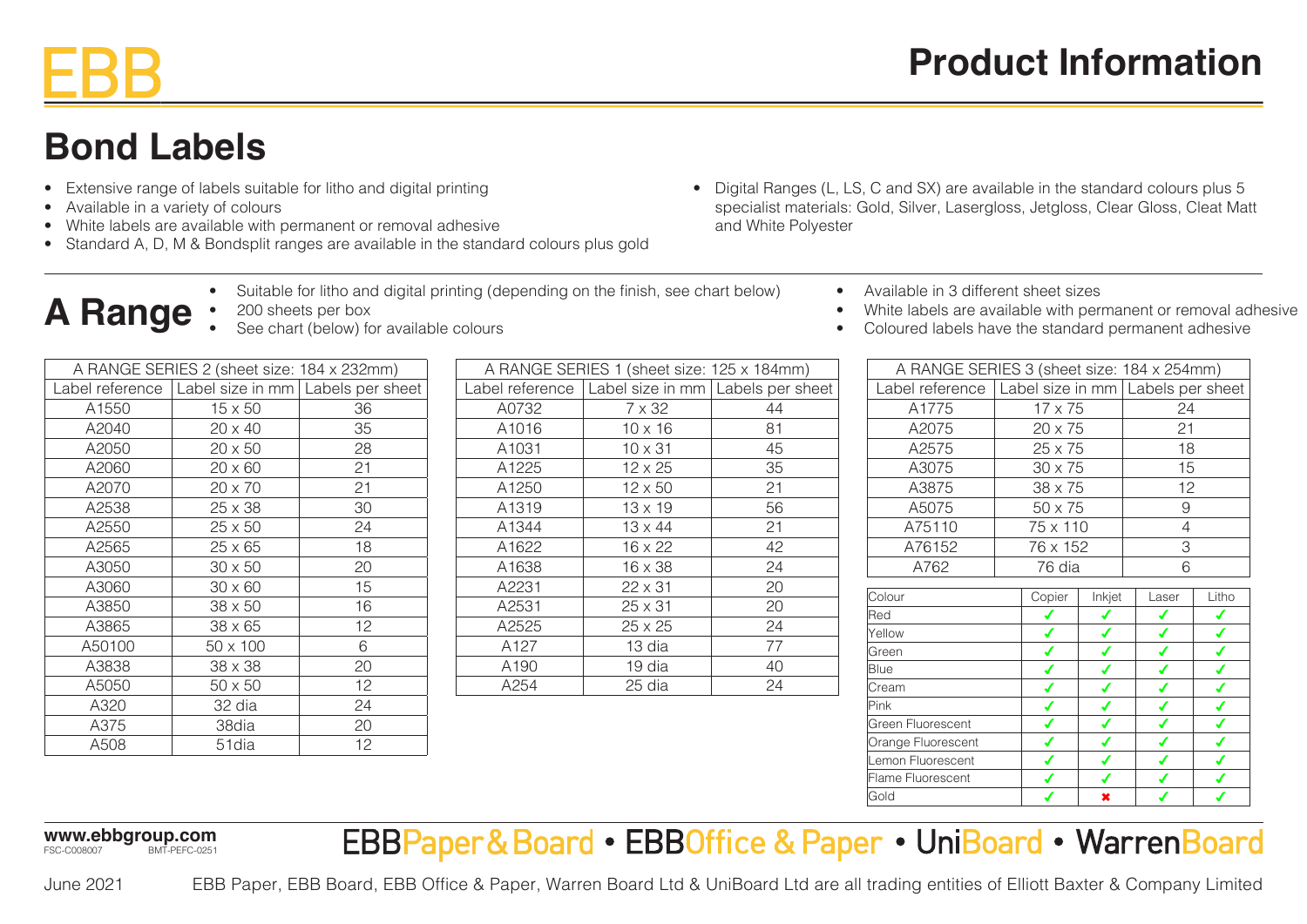# EBB

# Product Information

## Bond Labels

- Extensive range of labels suitable for litho and digital printing
- Available in a variety of colours
- White labels are available with permanent or removal adhesive
- Standard A, D, M & Bondsplit ranges are available in the standard colours plus gold
- Digital Ranges (L, LS, C and SX) are available in the standard colours plus 5 specialist materials: Gold, Silver, Lasergloss, Jetgloss, Clear Gloss, Cleat Matt and White Polyester

## A Range

- Suitable for litho and digital printing (depending on the finish, see chart below)
- 200 sheets per box
- See chart (below) for available colours
- Available in 3 different sheet sizes
- White labels are available with permanent or removal adhesive
- Coloured labels have the standard permanent adhesive

| A RANGE SERIES 2 (sheet size: 184 x 232mm) | | |
|---|---|---|
| Label reference | Label size in mm | Labels per sheet |
| A1550 | 15 x 50 | 36 |
| A2040 | 20 x 40 | 35 |
| A2050 | 20 x 50 | 28 |
| A2060 | 20 x 60 | 21 |
| A2070 | 20 x 70 | 21 |
| A2538 | 25 x 38 | 30 |
| A2550 | 25 x 50 | 24 |
| A2565 | 25 x 65 | 18 |
| A3050 | 30 x 50 | 20 |
| A3060 | 30 x 60 | 15 |
| A3850 | 38 x 50 | 16 |
| A3865 | 38 x 65 | 12 |
| A50100 | 50 x 100 | 6 |
| A3838 | 38 x 38 | 20 |
| A5050 | 50 x 50 | 12 |
| A320 | 32 dia | 24 |
| A375 | 38dia | 20 |
| A508 | 51dia | 12 |

| A RANGE SERIES 1 (sheet size: 125 x 184mm) | | |
|---|---|---|
| Label reference | Label size in mm | Labels per sheet |
| A0732 | 7 x 32 | 44 |
| A1016 | 10 x 16 | 81 |
| A1031 | 10 x 31 | 45 |
| A1225 | 12 x 25 | 35 |
| A1250 | 12 x 50 | 21 |
| A1319 | 13 x 19 | 56 |
| A1344 | 13 x 44 | 21 |
| A1622 | 16 x 22 | 42 |
| A1638 | 16 x 38 | 24 |
| A2231 | 22 x 31 | 20 |
| A2531 | 25 x 31 | 20 |
| A2525 | 25 x 25 | 24 |
| A127 | 13 dia | 77 |
| A190 | 19 dia | 40 |
| A254 | 25 dia | 24 |

| A RANGE SERIES 3 (sheet size: 184 x 254mm) | | |
|---|---|---|
| Label reference | Label size in mm | Labels per sheet |
| A1775 | 17 x 75 | 24 |
| A2075 | 20 x 75 | 21 |
| A2575 | 25 x 75 | 18 |
| A3075 | 30 x 75 | 15 |
| A3875 | 38 x 75 | 12 |
| A5075 | 50 x 75 | 9 |
| A75110 | 75 x 110 | 4 |
| A76152 | 76 x 152 | 3 |
| A762 | 76 dia | 6 |

| Colour | Copier | Inkjet | Laser | Litho |
|---|---|---|---|---|
| Red | ✓ | ✓ | ✓ | ✓ |
| Yellow | ✓ | ✓ | ✓ | ✓ |
| Green | ✓ | ✓ | ✓ | ✓ |
| Blue | ✓ | ✓ | ✓ | ✓ |
| Cream | ✓ | ✓ | ✓ | ✓ |
| Pink | ✓ | ✓ | ✓ | ✓ |
| Green Fluorescent | ✓ | ✓ | ✓ | ✓ |
| Orange Fluorescent | ✓ | ✓ | ✓ | ✓ |
| Lemon Fluorescent | ✓ | ✓ | ✓ | ✓ |
| Flame Fluorescent | ✓ | ✓ | ✓ | ✓ |
| Gold | ✓ | ✗ | ✓ | ✓ |

www.ebbgroup.com
FSC-C008007 BMT-PEFC-0251

EBBPaper & Board • EBBOffice & Paper • UniBoard • WarrenBoard

June 2021 EBB Paper, EBB Board, EBB Office & Paper, Warren Board Ltd & UniBoard Ltd are all trading entities of Elliott Baxter & Company Limited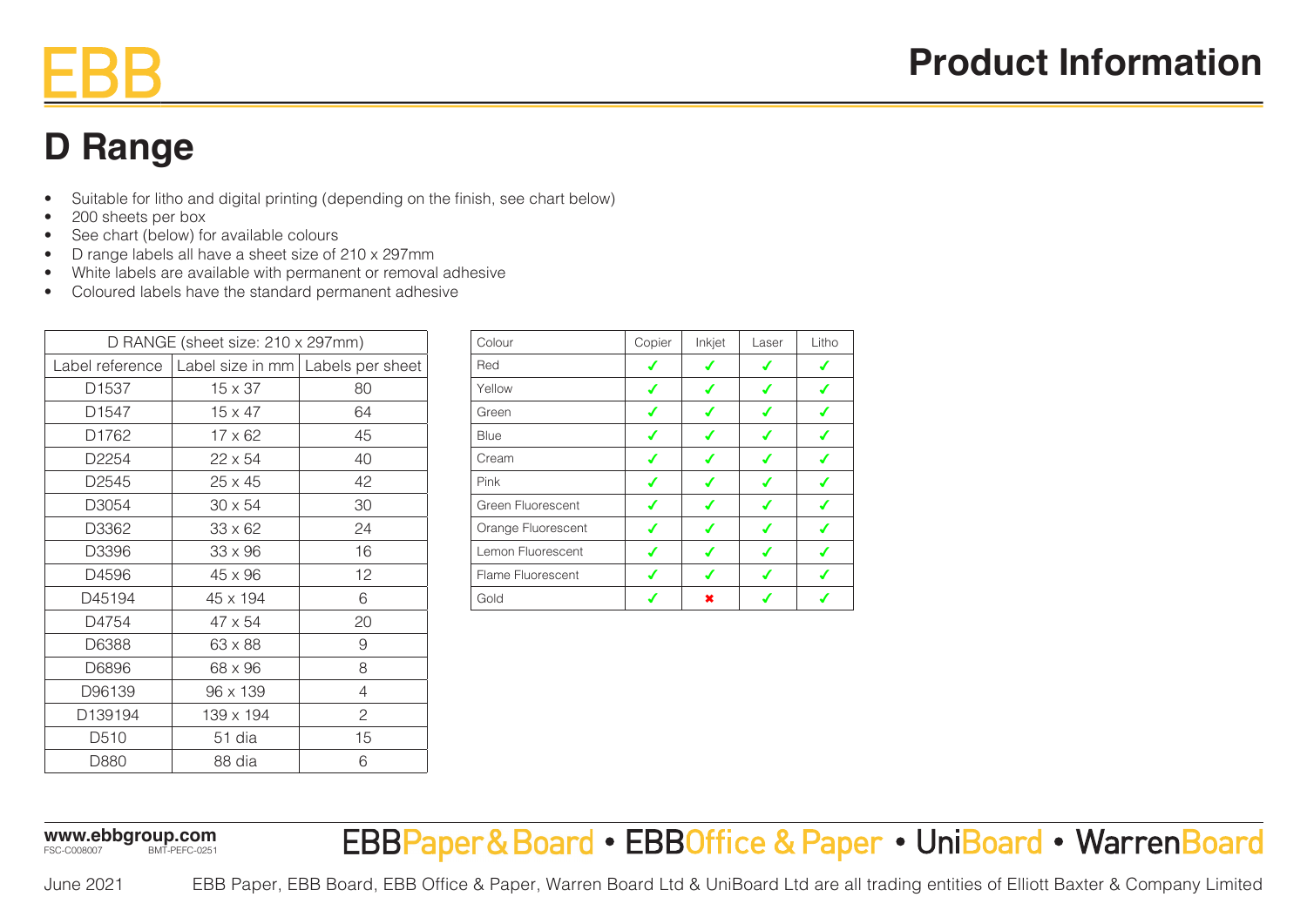# D Range

- Suitable for litho and digital printing (depending on the finish, see chart below)
- 200 sheets per box
- See chart (below) for available colours
- D range labels all have a sheet size of 210 x 297mm
- White labels are available with permanent or removal adhesive
- Coloured labels have the standard permanent adhesive

| D RANGE (sheet size: 210 x 297mm) | | |
|---|---|---|
| Label reference | Label size in mm | Labels per sheet |
| D1537 | 15 x 37 | 80 |
| D1547 | 15 x 47 | 64 |
| D1762 | 17 x 62 | 45 |
| D2254 | 22 x 54 | 40 |
| D2545 | 25 x 45 | 42 |
| D3054 | 30 x 54 | 30 |
| D3362 | 33 x 62 | 24 |
| D3396 | 33 x 96 | 16 |
| D4596 | 45 x 96 | 12 |
| D45194 | 45 x 194 | 6 |
| D4754 | 47 x 54 | 20 |
| D6388 | 63 x 88 | 9 |
| D6896 | 68 x 96 | 8 |
| D96139 | 96 x 139 | 4 |
| D139194 | 139 x 194 | 2 |
| D510 | 51 dia | 15 |
| D880 | 88 dia | 6 |

| Colour | Copier | Inkjet | Laser | Litho |
|---|---|---|---|---|
| Red | ✓ | ✓ | ✓ | ✓ |
| Yellow | ✓ | ✓ | ✓ | ✓ |
| Green | ✓ | ✓ | ✓ | ✓ |
| Blue | ✓ | ✓ | ✓ | ✓ |
| Cream | ✓ | ✓ | ✓ | ✓ |
| Pink | ✓ | ✓ | ✓ | ✓ |
| Green Fluorescent | ✓ | ✓ | ✓ | ✓ |
| Orange Fluorescent | ✓ | ✓ | ✓ | ✓ |
| Lemon Fluorescent | ✓ | ✓ | ✓ | ✓ |
| Flame Fluorescent | ✓ | ✓ | ✓ | ✓ |
| Gold | ✓ | ✗ | ✓ | ✓ |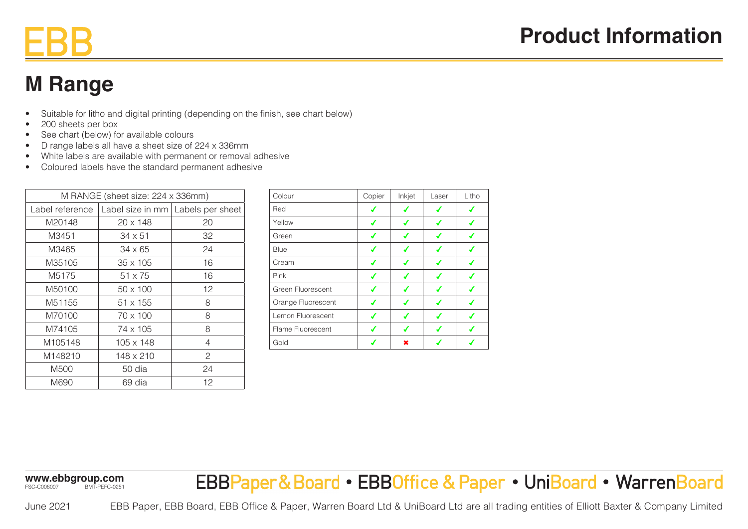## M Range

- Suitable for litho and digital printing (depending on the finish, see chart below)
- 200 sheets per box
- See chart (below) for available colours
- D range labels all have a sheet size of 224 x 336mm
- White labels are available with permanent or removal adhesive
- Coloured labels have the standard permanent adhesive

| M RANGE (sheet size: 224 x 336mm) | | |
|---|---|---|
| Label reference | Label size in mm | Labels per sheet |
| M20148 | 20 x 148 | 20 |
| M3451 | 34 x 51 | 32 |
| M3465 | 34 x 65 | 24 |
| M35105 | 35 x 105 | 16 |
| M5175 | 51 x 75 | 16 |
| M50100 | 50 x 100 | 12 |
| M51155 | 51 x 155 | 8 |
| M70100 | 70 x 100 | 8 |
| M74105 | 74 x 105 | 8 |
| M105148 | 105 x 148 | 4 |
| M148210 | 148 x 210 | 2 |
| M500 | 50 dia | 24 |
| M690 | 69 dia | 12 |

| Colour | Copier | Inkjet | Laser | Litho |
|---|---|---|---|---|
| Red | ✔ | ✔ | ✔ | ✔ |
| Yellow | ✔ | ✔ | ✔ | ✔ |
| Green | ✔ | ✔ | ✔ | ✔ |
| Blue | ✔ | ✔ | ✔ | ✔ |
| Cream | ✔ | ✔ | ✔ | ✔ |
| Pink | ✔ | ✔ | ✔ | ✔ |
| Green Fluorescent | ✔ | ✔ | ✔ | ✔ |
| Orange Fluorescent | ✔ | ✔ | ✔ | ✔ |
| Lemon Fluorescent | ✔ | ✔ | ✔ | ✔ |
| Flame Fluorescent | ✔ | ✔ | ✔ | ✔ |
| Gold | ✔ | ✖ | ✔ | ✔ |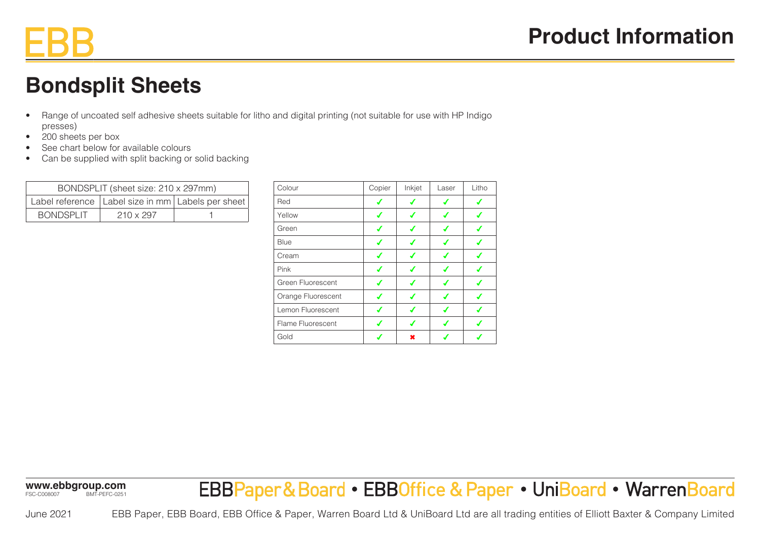# Bondsplit Sheets

- Range of uncoated self adhesive sheets suitable for litho and digital printing (not suitable for use with HP Indigo presses)
- 200 sheets per box
- See chart below for available colours
- Can be supplied with split backing or solid backing

| BONDSPLIT (sheet size: 210 x 297mm) | | |
|---|---|---|
| Label reference | Label size in mm | Labels per sheet |
| BONDSPLIT | 210 x 297 | 1 |

| Colour | Copier | Inkjet | Laser | Litho |
|---|---|---|---|---|
| Red | ✓ | ✓ | ✓ | ✓ |
| Yellow | ✓ | ✓ | ✓ | ✓ |
| Green | ✓ | ✓ | ✓ | ✓ |
| Blue | ✓ | ✓ | ✓ | ✓ |
| Cream | ✓ | ✓ | ✓ | ✓ |
| Pink | ✓ | ✓ | ✓ | ✓ |
| Green Fluorescent | ✓ | ✓ | ✓ | ✓ |
| Orange Fluorescent | ✓ | ✓ | ✓ | ✓ |
| Lemon Fluorescent | ✓ | ✓ | ✓ | ✓ |
| Flame Fluorescent | ✓ | ✓ | ✓ | ✓ |
| Gold | ✓ | ✖ | ✓ | ✓ |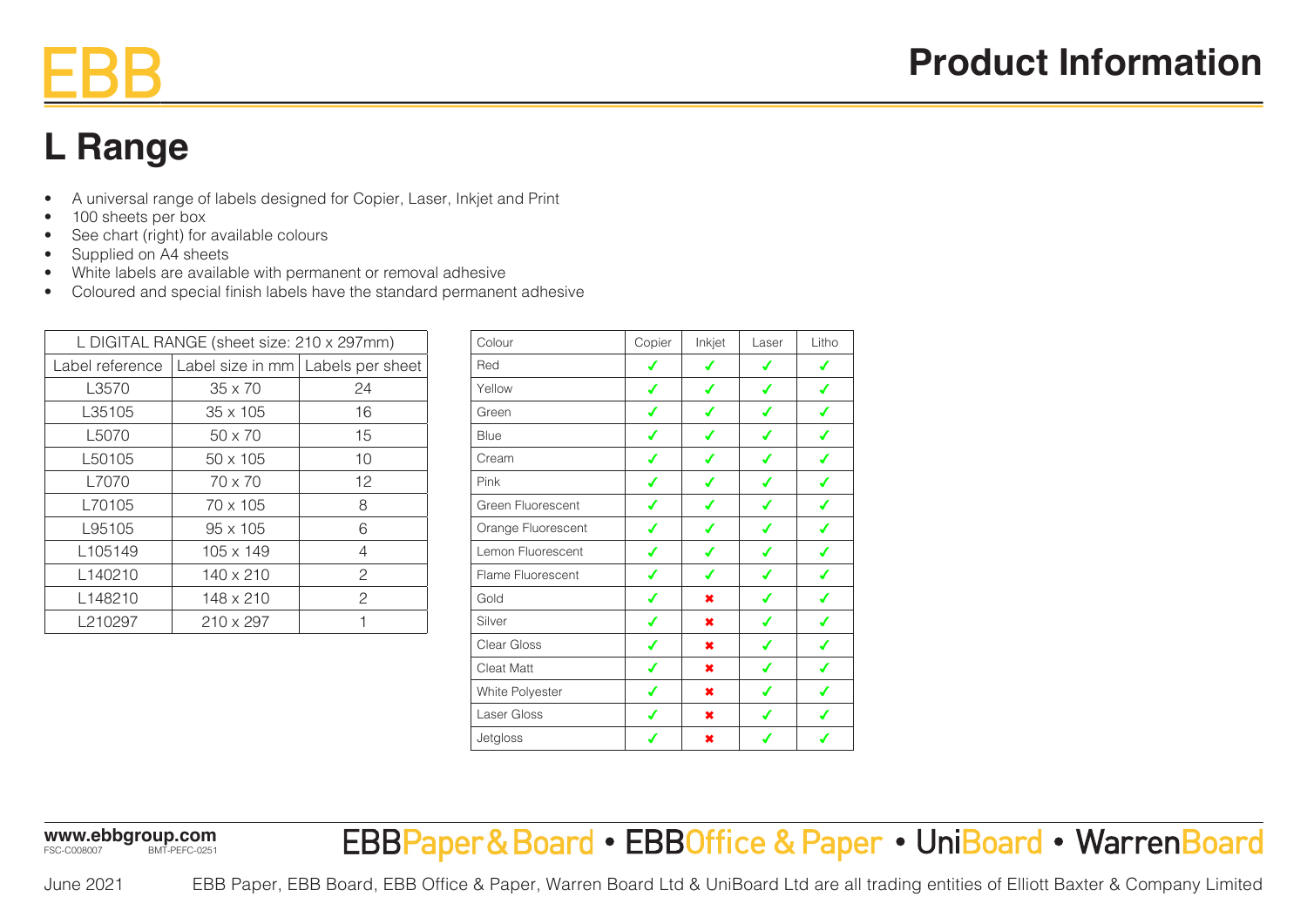# EBB

## Product Information

## L Range

- A universal range of labels designed for Copier, Laser, Inkjet and Print
- 100 sheets per box
- See chart (right) for available colours
- Supplied on A4 sheets
- White labels are available with permanent or removal adhesive
- Coloured and special finish labels have the standard permanent adhesive

| L DIGITAL RANGE (sheet size: 210 x 297mm) | | |
|---|---|---|
| Label reference | Label size in mm | Labels per sheet |
| L3570 | 35 x 70 | 24 |
| L35105 | 35 x 105 | 16 |
| L5070 | 50 x 70 | 15 |
| L50105 | 50 x 105 | 10 |
| L7070 | 70 x 70 | 12 |
| L70105 | 70 x 105 | 8 |
| L95105 | 95 x 105 | 6 |
| L105149 | 105 x 149 | 4 |
| L140210 | 140 x 210 | 2 |
| L148210 | 148 x 210 | 2 |
| L210297 | 210 x 297 | 1 |

| Colour | Copier | Inkjet | Laser | Litho |
|---|---|---|---|---|
| Red | ✓ | ✓ | ✓ | ✓ |
| Yellow | ✓ | ✓ | ✓ | ✓ |
| Green | ✓ | ✓ | ✓ | ✓ |
| Blue | ✓ | ✓ | ✓ | ✓ |
| Cream | ✓ | ✓ | ✓ | ✓ |
| Pink | ✓ | ✓ | ✓ | ✓ |
| Green Fluorescent | ✓ | ✓ | ✓ | ✓ |
| Orange Fluorescent | ✓ | ✓ | ✓ | ✓ |
| Lemon Fluorescent | ✓ | ✓ | ✓ | ✓ |
| Flame Fluorescent | ✓ | ✓ | ✓ | ✓ |
| Gold | ✓ | ✖ | ✓ | ✓ |
| Silver | ✓ | ✖ | ✓ | ✓ |
| Clear Gloss | ✓ | ✖ | ✓ | ✓ |
| Cleat Matt | ✓ | ✖ | ✓ | ✓ |
| White Polyester | ✓ | ✖ | ✓ | ✓ |
| Laser Gloss | ✓ | ✖ | ✓ | ✓ |
| Jetgloss | ✓ | ✖ | ✓ | ✓ |

**www.ebbgroup.com**
FSC-C008007 BMT-PEFC-0251

EBBPaper & Board • EBBOffice & Paper • UniBoard • WarrenBoard

June 2021 EBB Paper, EBB Board, EBB Office & Paper, Warren Board Ltd & UniBoard Ltd are all trading entities of Elliott Baxter & Company Limited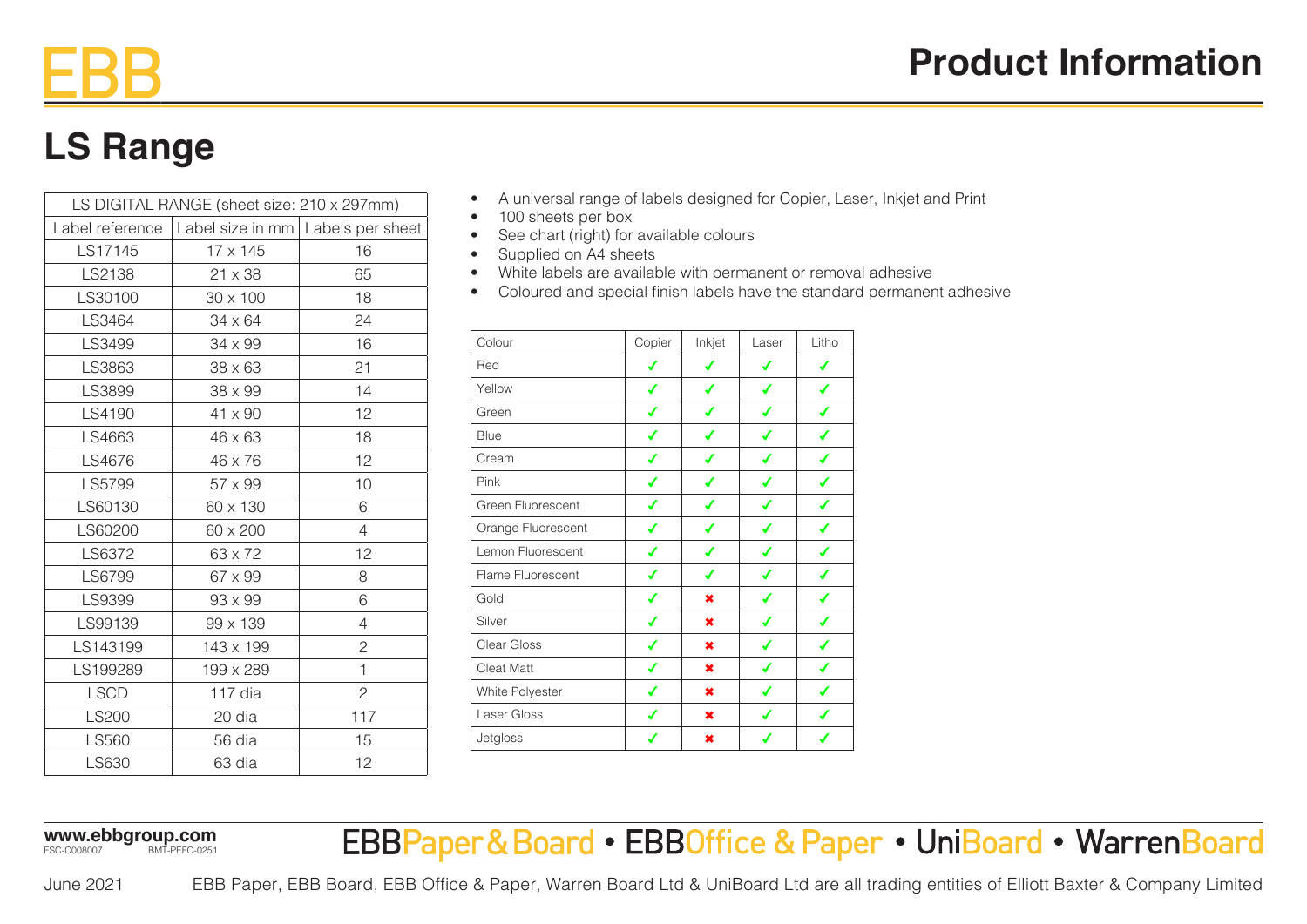# LS Range

| LS DIGITAL RANGE (sheet size: 210 x 297mm) | | |
|---|---|---|
| Label reference | Label size in mm | Labels per sheet |
| LS17145 | 17 x 145 | 16 |
| LS2138 | 21 x 38 | 65 |
| LS30100 | 30 x 100 | 18 |
| LS3464 | 34 x 64 | 24 |
| LS3499 | 34 x 99 | 16 |
| LS3863 | 38 x 63 | 21 |
| LS3899 | 38 x 99 | 14 |
| LS4190 | 41 x 90 | 12 |
| LS4663 | 46 x 63 | 18 |
| LS4676 | 46 x 76 | 12 |
| LS5799 | 57 x 99 | 10 |
| LS60130 | 60 x 130 | 6 |
| LS60200 | 60 x 200 | 4 |
| LS6372 | 63 x 72 | 12 |
| LS6799 | 67 x 99 | 8 |
| LS9399 | 93 x 99 | 6 |
| LS99139 | 99 x 139 | 4 |
| LS143199 | 143 x 199 | 2 |
| LS199289 | 199 x 289 | 1 |
| LSCD | 117 dia | 2 |
| LS200 | 20 dia | 117 |
| LS560 | 56 dia | 15 |
| LS630 | 63 dia | 12 |

- A universal range of labels designed for Copier, Laser, Inkjet and Print
- 100 sheets per box
- See chart (right) for available colours
- Supplied on A4 sheets
- White labels are available with permanent or removal adhesive
- Coloured and special finish labels have the standard permanent adhesive

| Colour | Copier | Inkjet | Laser | Litho |
|---|---|---|---|---|
| Red | ✓ | ✓ | ✓ | ✓ |
| Yellow | ✓ | ✓ | ✓ | ✓ |
| Green | ✓ | ✓ | ✓ | ✓ |
| Blue | ✓ | ✓ | ✓ | ✓ |
| Cream | ✓ | ✓ | ✓ | ✓ |
| Pink | ✓ | ✓ | ✓ | ✓ |
| Green Fluorescent | ✓ | ✓ | ✓ | ✓ |
| Orange Fluorescent | ✓ | ✓ | ✓ | ✓ |
| Lemon Fluorescent | ✓ | ✓ | ✓ | ✓ |
| Flame Fluorescent | ✓ | ✓ | ✓ | ✓ |
| Gold | ✓ | ✖ | ✓ | ✓ |
| Silver | ✓ | ✖ | ✓ | ✓ |
| Clear Gloss | ✓ | ✖ | ✓ | ✓ |
| Cleat Matt | ✓ | ✖ | ✓ | ✓ |
| White Polyester | ✓ | ✖ | ✓ | ✓ |
| Laser Gloss | ✓ | ✖ | ✓ | ✓ |
| Jetgloss | ✓ | ✖ | ✓ | ✓ |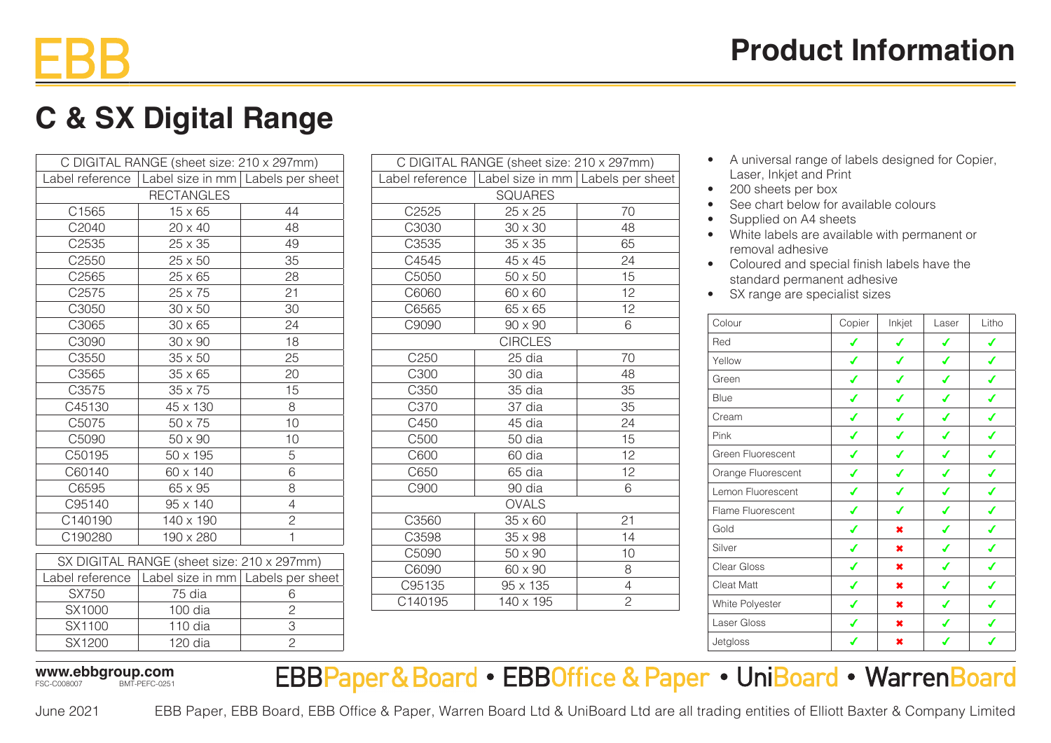# EBB

# Product Information

## C & SX Digital Range

| C DIGITAL RANGE (sheet size: 210 x 297mm) | | |
|---|---|---|
| Label reference | Label size in mm | Labels per sheet |
| RECTANGLES | | |
| C1565 | 15 x 65 | 44 |
| C2040 | 20 x 40 | 48 |
| C2535 | 25 x 35 | 49 |
| C2550 | 25 x 50 | 35 |
| C2565 | 25 x 65 | 28 |
| C2575 | 25 x 75 | 21 |
| C3050 | 30 x 50 | 30 |
| C3065 | 30 x 65 | 24 |
| C3090 | 30 x 90 | 18 |
| C3550 | 35 x 50 | 25 |
| C3565 | 35 x 65 | 20 |
| C3575 | 35 x 75 | 15 |
| C45130 | 45 x 130 | 8 |
| C5075 | 50 x 75 | 10 |
| C5090 | 50 x 90 | 10 |
| C50195 | 50 x 195 | 5 |
| C60140 | 60 x 140 | 6 |
| C6595 | 65 x 95 | 8 |
| C95140 | 95 x 140 | 4 |
| C140190 | 140 x 190 | 2 |
| C190280 | 190 x 280 | 1 |

| SX DIGITAL RANGE (sheet size: 210 x 297mm) | | |
|---|---|---|
| Label reference | Label size in mm | Labels per sheet |
| SX750 | 75 dia | 6 |
| SX1000 | 100 dia | 2 |
| SX1100 | 110 dia | 3 |
| SX1200 | 120 dia | 2 |

| C DIGITAL RANGE (sheet size: 210 x 297mm) | | |
|---|---|---|
| Label reference | Label size in mm | Labels per sheet |
| SQUARES | | |
| C2525 | 25 x 25 | 70 |
| C3030 | 30 x 30 | 48 |
| C3535 | 35 x 35 | 65 |
| C4545 | 45 x 45 | 24 |
| C5050 | 50 x 50 | 15 |
| C6060 | 60 x 60 | 12 |
| C6565 | 65 x 65 | 12 |
| C9090 | 90 x 90 | 6 |
| CIRCLES | | |
| C250 | 25 dia | 70 |
| C300 | 30 dia | 48 |
| C350 | 35 dia | 35 |
| C370 | 37 dia | 35 |
| C450 | 45 dia | 24 |
| C500 | 50 dia | 15 |
| C600 | 60 dia | 12 |
| C650 | 65 dia | 12 |
| C900 | 90 dia | 6 |
| OVALS | | |
| C3560 | 35 x 60 | 21 |
| C3598 | 35 x 98 | 14 |
| C5090 | 50 x 90 | 10 |
| C6090 | 60 x 90 | 8 |
| C95135 | 95 x 135 | 4 |
| C140195 | 140 x 195 | 2 |

- A universal range of labels designed for Copier, Laser, Inkjet and Print
- 200 sheets per box
- See chart below for available colours
- Supplied on A4 sheets
- White labels are available with permanent or removal adhesive
- Coloured and special finish labels have the standard permanent adhesive
- SX range are specialist sizes

| Colour | Copier | Inkjet | Laser | Litho |
|---|---|---|---|---|
| Red | ✓ | ✓ | ✓ | ✓ |
| Yellow | ✓ | ✓ | ✓ | ✓ |
| Green | ✓ | ✓ | ✓ | ✓ |
| Blue | ✓ | ✓ | ✓ | ✓ |
| Cream | ✓ | ✓ | ✓ | ✓ |
| Pink | ✓ | ✓ | ✓ | ✓ |
| Green Fluorescent | ✓ | ✓ | ✓ | ✓ |
| Orange Fluorescent | ✓ | ✓ | ✓ | ✓ |
| Lemon Fluorescent | ✓ | ✓ | ✓ | ✓ |
| Flame Fluorescent | ✓ | ✓ | ✓ | ✓ |
| Gold | ✓ | ✗ | ✓ | ✓ |
| Silver | ✓ | ✗ | ✓ | ✓ |
| Clear Gloss | ✓ | ✗ | ✓ | ✓ |
| Cleat Matt | ✓ | ✗ | ✓ | ✓ |
| White Polyester | ✓ | ✗ | ✓ | ✓ |
| Laser Gloss | ✓ | ✗ | ✓ | ✓ |
| Jetgloss | ✓ | ✗ | ✓ | ✓ |

**www.ebbgroup.com**
FSC-C008007 BMT-PEFC-0251

EBBPaper & Board • EBBOffice & Paper • UniBoard • WarrenBoard

June 2021

EBB Paper, EBB Board, EBB Office & Paper, Warren Board Ltd & UniBoard Ltd are all trading entities of Elliott Baxter & Company Limited